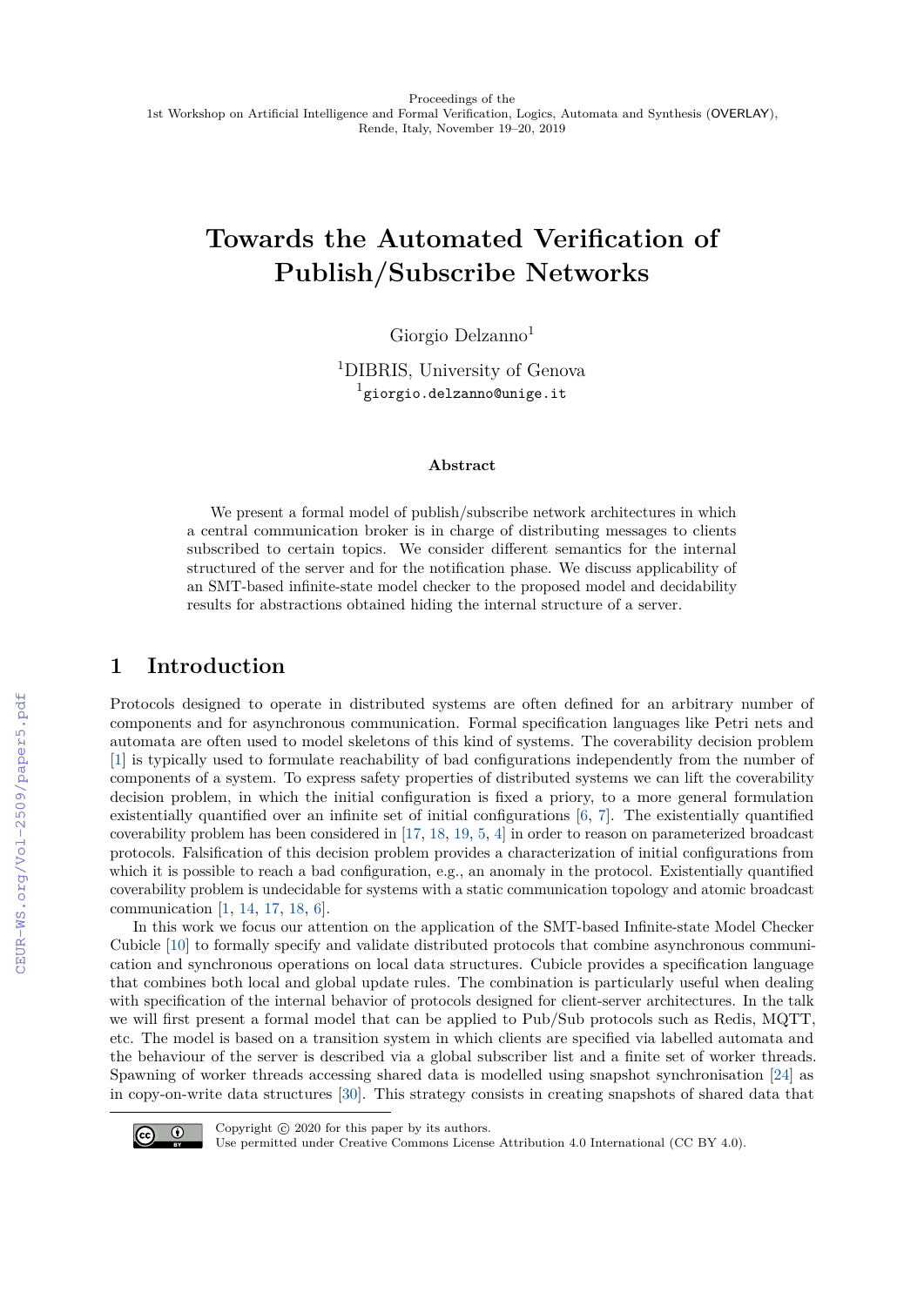Proceedings of the
1st Workshop on Artificial Intelligence and Formal Verification, Logics, Automata and Synthesis (OVERLAY),
Rende, Italy, November 19–20, 2019

# Towards the Automated Verification of Publish/Subscribe Networks

Giorgio Delzanno[1]

[1]DIBRIS, University of Genova
[1]giorgio.delzanno@unige.it

### Abstract

We present a formal model of publish/subscribe network architectures in which a central communication broker is in charge of distributing messages to clients subscribed to certain topics. We consider different semantics for the internal structured of the server and for the notification phase. We discuss applicability of an SMT-based infinite-state model checker to the proposed model and decidability results for abstractions obtained hiding the internal structure of a server.

## 1 Introduction

Protocols designed to operate in distributed systems are often defined for an arbitrary number of components and for asynchronous communication. Formal specification languages like Petri nets and automata are often used to model skeletons of this kind of systems. The coverability decision problem [1] is typically used to formulate reachability of bad configurations independently from the number of components of a system. To express safety properties of distributed systems we can lift the coverability decision problem, in which the initial configuration is fixed a priory, to a more general formulation existentially quantified over an infinite set of initial configurations [6, 7]. The existentially quantified coverability problem has been considered in [17, 18, 19, 5, 4] in order to reason on parameterized broadcast protocols. Falsification of this decision problem provides a characterization of initial configurations from which it is possible to reach a bad configuration, e.g., an anomaly in the protocol. Existentially quantified coverability problem is undecidable for systems with a static communication topology and atomic broadcast communication [1, 14, 17, 18, 6].

In this work we focus our attention on the application of the SMT-based Infinite-state Model Checker Cubicle [10] to formally specify and validate distributed protocols that combine asynchronous communication and synchronous operations on local data structures. Cubicle provides a specification language that combines both local and global update rules. The combination is particularly useful when dealing with specification of the internal behavior of protocols designed for client-server architectures. In the talk we will first present a formal model that can be applied to Pub/Sub protocols such as Redis, MQTT, etc. The model is based on a transition system in which clients are specified via labelled automata and the behaviour of the server is described via a global subscriber list and a finite set of worker threads. Spawning of worker threads accessing shared data is modelled using snapshot synchronisation [24] as in copy-on-write data structures [30]. This strategy consists in creating snapshots of shared data that

Copyright © 2020 for this paper by its authors.
Use permitted under Creative Commons License Attribution 4.0 International (CC BY 4.0).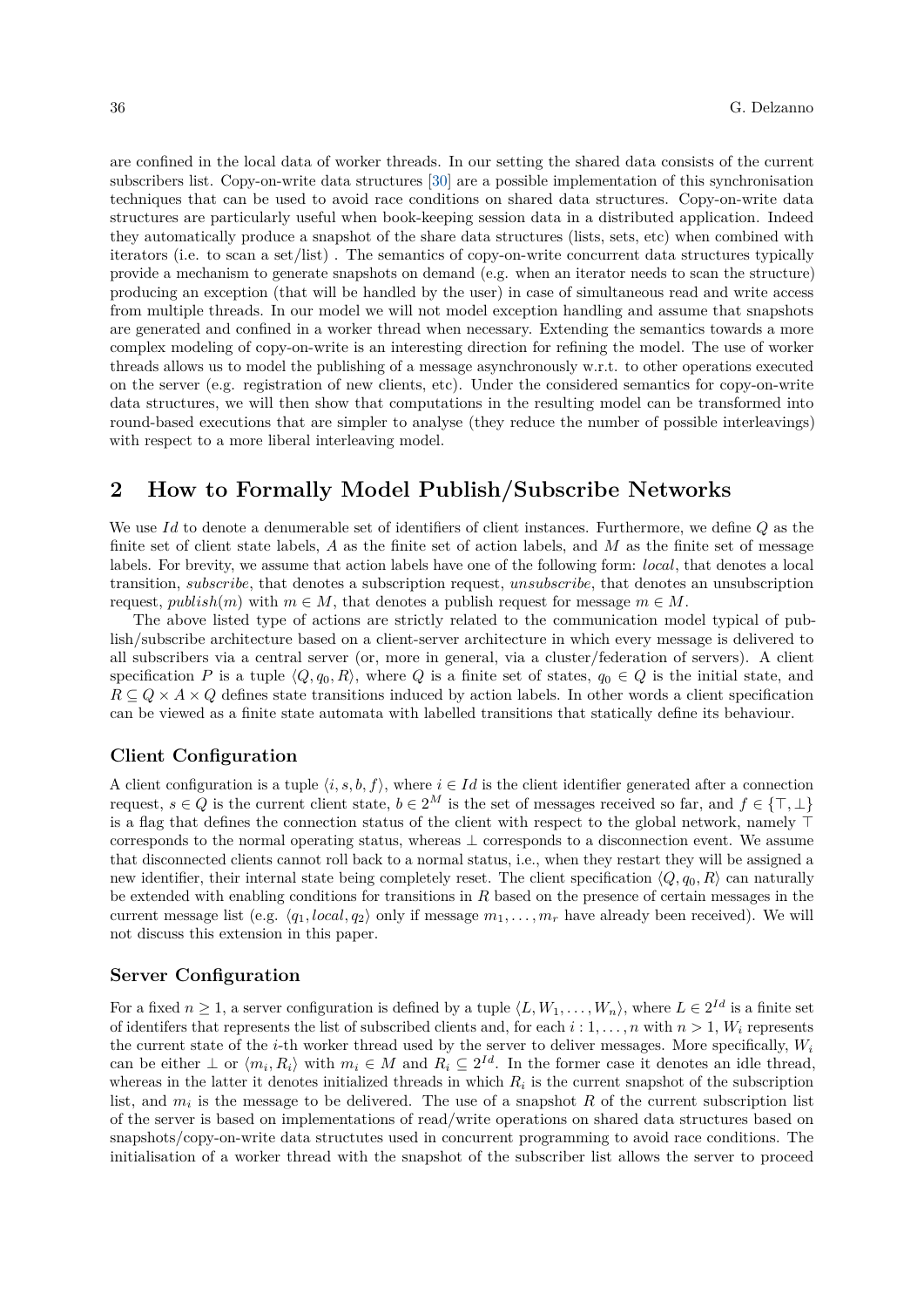are confined in the local data of worker threads. In our setting the shared data consists of the current subscribers list. Copy-on-write data structures [30] are a possible implementation of this synchronisation techniques that can be used to avoid race conditions on shared data structures. Copy-on-write data structures are particularly useful when book-keeping session data in a distributed application. Indeed they automatically produce a snapshot of the share data structures (lists, sets, etc) when combined with iterators (i.e. to scan a set/list) . The semantics of copy-on-write concurrent data structures typically provide a mechanism to generate snapshots on demand (e.g. when an iterator needs to scan the structure) producing an exception (that will be handled by the user) in case of simultaneous read and write access from multiple threads. In our model we will not model exception handling and assume that snapshots are generated and confined in a worker thread when necessary. Extending the semantics towards a more complex modeling of copy-on-write is an interesting direction for refining the model. The use of worker threads allows us to model the publishing of a message asynchronously w.r.t. to other operations executed on the server (e.g. registration of new clients, etc). Under the considered semantics for copy-on-write data structures, we will then show that computations in the resulting model can be transformed into round-based executions that are simpler to analyse (they reduce the number of possible interleavings) with respect to a more liberal interleaving model.

## 2 How to Formally Model Publish/Subscribe Networks

We use $Id$ to denote a denumerable set of identifiers of client instances. Furthermore, we define $Q$ as the finite set of client state labels, $A$ as the finite set of action labels, and $M$ as the finite set of message labels. For brevity, we assume that action labels have one of the following form: *local*, that denotes a local transition, *subscribe*, that denotes a subscription request, *unsubscribe*, that denotes an unsubscription request, $publish(m)$ with $m \in M$, that denotes a publish request for message $m \in M$.

The above listed type of actions are strictly related to the communication model typical of publish/subscribe architecture based on a client-server architecture in which every message is delivered to all subscribers via a central server (or, more in general, via a cluster/federation of servers). A client specification $P$ is a tuple $\langle Q, q_0, R \rangle$, where $Q$ is a finite set of states, $q_0 \in Q$ is the initial state, and $R \subseteq Q \times A \times Q$ defines state transitions induced by action labels. In other words a client specification can be viewed as a finite state automata with labelled transitions that statically define its behaviour.

### Client Configuration

A client configuration is a tuple $\langle i, s, b, f \rangle$, where $i \in Id$ is the client identifier generated after a connection request, $s \in Q$ is the current client state, $b \in 2^M$ is the set of messages received so far, and $f \in \{\top, \bot\}$ is a flag that defines the connection status of the client with respect to the global network, namely $\top$ corresponds to the normal operating status, whereas $\bot$ corresponds to a disconnection event. We assume that disconnected clients cannot roll back to a normal status, i.e., when they restart they will be assigned a new identifier, their internal state being completely reset. The client specification $\langle Q, q_0, R \rangle$ can naturally be extended with enabling conditions for transitions in $R$ based on the presence of certain messages in the current message list (e.g. $\langle q_1, local, q_2 \rangle$ only if message $m_1, \ldots, m_r$ have already been received). We will not discuss this extension in this paper.

### Server Configuration

For a fixed $n \geq 1$, a server configuration is defined by a tuple $\langle L, W_1, \ldots, W_n \rangle$, where $L \in 2^{Id}$ is a finite set of identifers that represents the list of subscribed clients and, for each $i : 1, \ldots, n$ with $n > 1$, $W_i$ represents the current state of the $i$-th worker thread used by the server to deliver messages. More specifically, $W_i$ can be either $\bot$ or $\langle m_i, R_i \rangle$ with $m_i \in M$ and $R_i \subseteq 2^{Id}$. In the former case it denotes an idle thread, whereas in the latter it denotes initialized threads in which $R_i$ is the current snapshot of the subscription list, and $m_i$ is the message to be delivered. The use of a snapshot $R$ of the current subscription list of the server is based on implementations of read/write operations on shared data structures based on snapshots/copy-on-write data structutes used in concurrent programming to avoid race conditions. The initialisation of a worker thread with the snapshot of the subscriber list allows the server to proceed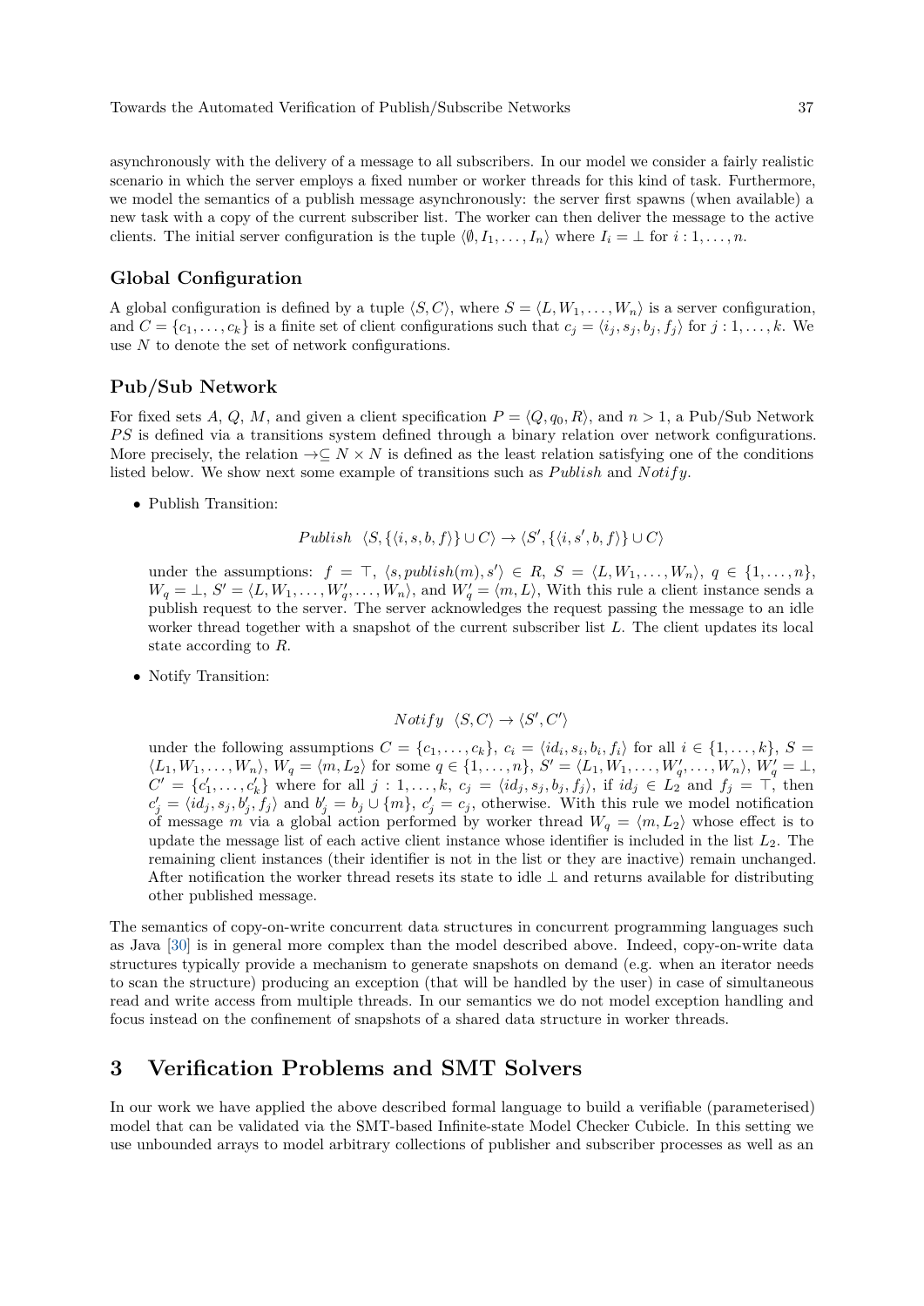asynchronously with the delivery of a message to all subscribers. In our model we consider a fairly realistic scenario in which the server employs a fixed number or worker threads for this kind of task. Furthermore, we model the semantics of a publish message asynchronously: the server first spawns (when available) a new task with a copy of the current subscriber list. The worker can then deliver the message to the active clients. The initial server configuration is the tuple $\langle \emptyset, I_1, \ldots, I_n \rangle$ where $I_i = \bot$ for $i : 1, \ldots, n$.

### Global Configuration

A global configuration is defined by a tuple $\langle S, C \rangle$, where $S = \langle L, W_1, \ldots, W_n \rangle$ is a server configuration, and $C = \{c_1, \ldots, c_k\}$ is a finite set of client configurations such that $c_j = \langle i_j, s_j, b_j, f_j \rangle$ for $j : 1, \ldots, k$. We use $N$ to denote the set of network configurations.

### Pub/Sub Network

For fixed sets $A$, $Q$, $M$, and given a client specification $P = \langle Q, q_0, R \rangle$, and $n > 1$, a Pub/Sub Network $PS$ is defined via a transitions system defined through a binary relation over network configurations. More precisely, the relation $\rightarrow \subseteq N \times N$ is defined as the least relation satisfying one of the conditions listed below. We show next some example of transitions such as *Publish* and *Notify*.

- Publish Transition:

$$Publish \quad \langle S, \{\langle i, s, b, f \rangle\} \cup C \rangle \rightarrow \langle S', \{\langle i, s', b, f \rangle\} \cup C \rangle$$

  under the assumptions: $f = \top$, $\langle s, publish(m), s' \rangle \in R$, $S = \langle L, W_1, \ldots, W_n \rangle$, $q \in \{1, \ldots, n\}$, $W_q = \bot$, $S' = \langle L, W_1, \ldots, W'_q, \ldots, W_n \rangle$, and $W'_q = \langle m, L \rangle$, With this rule a client instance sends a publish request to the server. The server acknowledges the request passing the message to an idle worker thread together with a snapshot of the current subscriber list $L$. The client updates its local state according to $R$.

- Notify Transition:

$$Notify \quad \langle S, C \rangle \rightarrow \langle S', C' \rangle$$

  under the following assumptions $C = \{c_1, \ldots, c_k\}$, $c_i = \langle id_i, s_i, b_i, f_i \rangle$ for all $i \in \{1, \ldots, k\}$, $S = \langle L_1, W_1, \ldots, W_n \rangle$, $W_q = \langle m, L_2 \rangle$ for some $q \in \{1, \ldots, n\}$, $S' = \langle L_1, W_1, \ldots, W'_q, \ldots, W_n \rangle$, $W'_q = \bot$, $C' = \{c'_1, \ldots, c'_k\}$ where for all $j : 1, \ldots, k$, $c_j = \langle id_j, s_j, b_j, f_j \rangle$, if $id_j \in L_2$ and $f_j = \top$, then $c'_j = \langle id_j, s_j, b'_j, f_j \rangle$ and $b'_j = b_j \cup \{m\}$, $c'_j = c_j$, otherwise. With this rule we model notification of message $m$ via a global action performed by worker thread $W_q = \langle m, L_2 \rangle$ whose effect is to update the message list of each active client instance whose identifier is included in the list $L_2$. The remaining client instances (their identifier is not in the list or they are inactive) remain unchanged. After notification the worker thread resets its state to idle $\bot$ and returns available for distributing other published message.

The semantics of copy-on-write concurrent data structures in concurrent programming languages such as Java [30] is in general more complex than the model described above. Indeed, copy-on-write data structures typically provide a mechanism to generate snapshots on demand (e.g. when an iterator needs to scan the structure) producing an exception (that will be handled by the user) in case of simultaneous read and write access from multiple threads. In our semantics we do not model exception handling and focus instead on the confinement of snapshots of a shared data structure in worker threads.

## 3 Verification Problems and SMT Solvers

In our work we have applied the above described formal language to build a verifiable (parameterised) model that can be validated via the SMT-based Infinite-state Model Checker Cubicle. In this setting we use unbounded arrays to model arbitrary collections of publisher and subscriber processes as well as an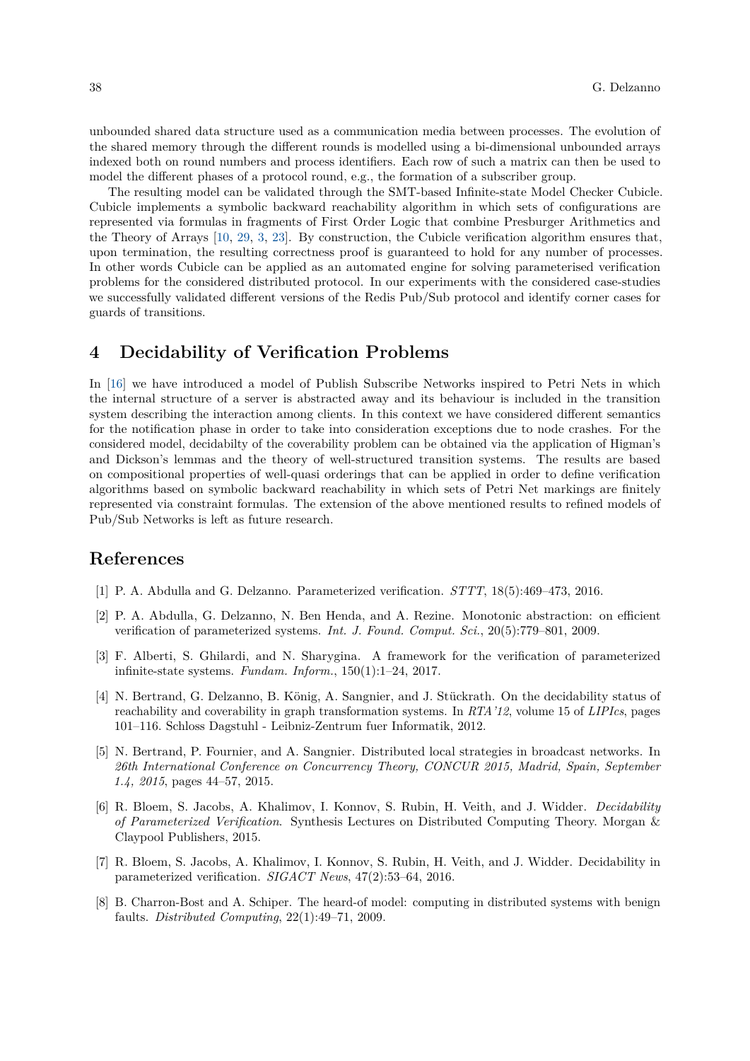unbounded shared data structure used as a communication media between processes. The evolution of the shared memory through the different rounds is modelled using a bi-dimensional unbounded arrays indexed both on round numbers and process identifiers. Each row of such a matrix can then be used to model the different phases of a protocol round, e.g., the formation of a subscriber group.

The resulting model can be validated through the SMT-based Infinite-state Model Checker Cubicle. Cubicle implements a symbolic backward reachability algorithm in which sets of configurations are represented via formulas in fragments of First Order Logic that combine Presburger Arithmetics and the Theory of Arrays [10, 29, 3, 23]. By construction, the Cubicle verification algorithm ensures that, upon termination, the resulting correctness proof is guaranteed to hold for any number of processes. In other words Cubicle can be applied as an automated engine for solving parameterised verification problems for the considered distributed protocol. In our experiments with the considered case-studies we successfully validated different versions of the Redis Pub/Sub protocol and identify corner cases for guards of transitions.

## 4 Decidability of Verification Problems

In [16] we have introduced a model of Publish Subscribe Networks inspired to Petri Nets in which the internal structure of a server is abstracted away and its behaviour is included in the transition system describing the interaction among clients. In this context we have considered different semantics for the notification phase in order to take into consideration exceptions due to node crashes. For the considered model, decidabilty of the coverability problem can be obtained via the application of Higman's and Dickson's lemmas and the theory of well-structured transition systems. The results are based on compositional properties of well-quasi orderings that can be applied in order to define verification algorithms based on symbolic backward reachability in which sets of Petri Net markings are finitely represented via constraint formulas. The extension of the above mentioned results to refined models of Pub/Sub Networks is left as future research.

## References

[1] P. A. Abdulla and G. Delzanno. Parameterized verification. *STTT*, 18(5):469–473, 2016.

[2] P. A. Abdulla, G. Delzanno, N. Ben Henda, and A. Rezine. Monotonic abstraction: on efficient verification of parameterized systems. *Int. J. Found. Comput. Sci.*, 20(5):779–801, 2009.

[3] F. Alberti, S. Ghilardi, and N. Sharygina. A framework for the verification of parameterized infinite-state systems. *Fundam. Inform.*, 150(1):1–24, 2017.

[4] N. Bertrand, G. Delzanno, B. König, A. Sangnier, and J. Stückrath. On the decidability status of reachability and coverability in graph transformation systems. In *RTA'12*, volume 15 of *LIPIcs*, pages 101–116. Schloss Dagstuhl - Leibniz-Zentrum fuer Informatik, 2012.

[5] N. Bertrand, P. Fournier, and A. Sangnier. Distributed local strategies in broadcast networks. In *26th International Conference on Concurrency Theory, CONCUR 2015, Madrid, Spain, September 1.4, 2015*, pages 44–57, 2015.

[6] R. Bloem, S. Jacobs, A. Khalimov, I. Konnov, S. Rubin, H. Veith, and J. Widder. *Decidability of Parameterized Verification*. Synthesis Lectures on Distributed Computing Theory. Morgan & Claypool Publishers, 2015.

[7] R. Bloem, S. Jacobs, A. Khalimov, I. Konnov, S. Rubin, H. Veith, and J. Widder. Decidability in parameterized verification. *SIGACT News*, 47(2):53–64, 2016.

[8] B. Charron-Bost and A. Schiper. The heard-of model: computing in distributed systems with benign faults. *Distributed Computing*, 22(1):49–71, 2009.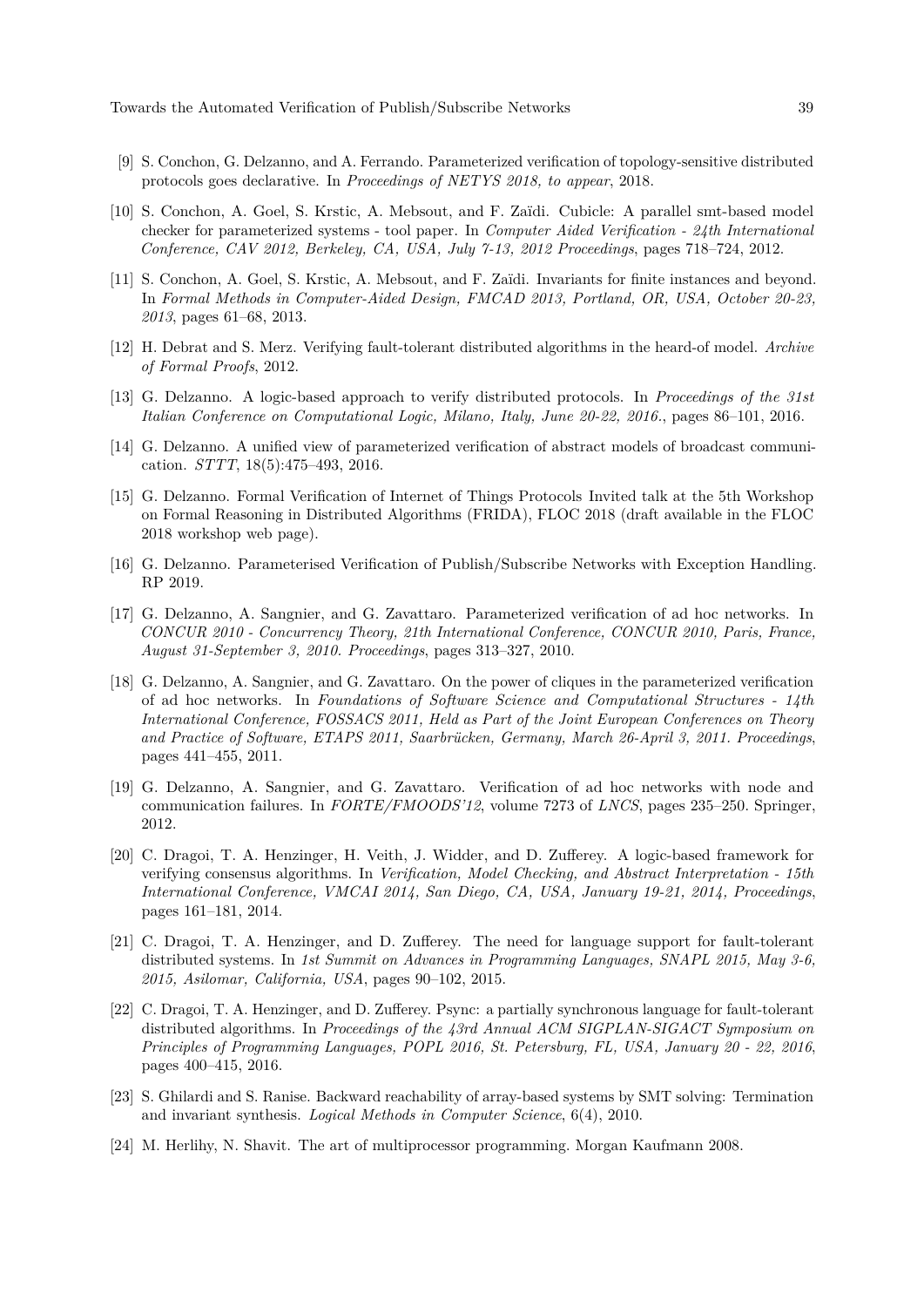[9] S. Conchon, G. Delzanno, and A. Ferrando. Parameterized verification of topology-sensitive distributed protocols goes declarative. In *Proceedings of NETYS 2018, to appear*, 2018.

[10] S. Conchon, A. Goel, S. Krstic, A. Mebsout, and F. Zaïdi. Cubicle: A parallel smt-based model checker for parameterized systems - tool paper. In *Computer Aided Verification - 24th International Conference, CAV 2012, Berkeley, CA, USA, July 7-13, 2012 Proceedings*, pages 718–724, 2012.

[11] S. Conchon, A. Goel, S. Krstic, A. Mebsout, and F. Zaïdi. Invariants for finite instances and beyond. In *Formal Methods in Computer-Aided Design, FMCAD 2013, Portland, OR, USA, October 20-23, 2013*, pages 61–68, 2013.

[12] H. Debrat and S. Merz. Verifying fault-tolerant distributed algorithms in the heard-of model. *Archive of Formal Proofs*, 2012.

[13] G. Delzanno. A logic-based approach to verify distributed protocols. In *Proceedings of the 31st Italian Conference on Computational Logic, Milano, Italy, June 20-22, 2016.*, pages 86–101, 2016.

[14] G. Delzanno. A unified view of parameterized verification of abstract models of broadcast communication. *STTT*, 18(5):475–493, 2016.

[15] G. Delzanno. Formal Verification of Internet of Things Protocols Invited talk at the 5th Workshop on Formal Reasoning in Distributed Algorithms (FRIDA), FLOC 2018 (draft available in the FLOC 2018 workshop web page).

[16] G. Delzanno. Parameterised Verification of Publish/Subscribe Networks with Exception Handling. RP 2019.

[17] G. Delzanno, A. Sangnier, and G. Zavattaro. Parameterized verification of ad hoc networks. In *CONCUR 2010 - Concurrency Theory, 21th International Conference, CONCUR 2010, Paris, France, August 31-September 3, 2010. Proceedings*, pages 313–327, 2010.

[18] G. Delzanno, A. Sangnier, and G. Zavattaro. On the power of cliques in the parameterized verification of ad hoc networks. In *Foundations of Software Science and Computational Structures - 14th International Conference, FOSSACS 2011, Held as Part of the Joint European Conferences on Theory and Practice of Software, ETAPS 2011, Saarbrücken, Germany, March 26-April 3, 2011. Proceedings*, pages 441–455, 2011.

[19] G. Delzanno, A. Sangnier, and G. Zavattaro. Verification of ad hoc networks with node and communication failures. In *FORTE/FMOODS'12*, volume 7273 of *LNCS*, pages 235–250. Springer, 2012.

[20] C. Dragoi, T. A. Henzinger, H. Veith, J. Widder, and D. Zufferey. A logic-based framework for verifying consensus algorithms. In *Verification, Model Checking, and Abstract Interpretation - 15th International Conference, VMCAI 2014, San Diego, CA, USA, January 19-21, 2014, Proceedings*, pages 161–181, 2014.

[21] C. Dragoi, T. A. Henzinger, and D. Zufferey. The need for language support for fault-tolerant distributed systems. In *1st Summit on Advances in Programming Languages, SNAPL 2015, May 3-6, 2015, Asilomar, California, USA*, pages 90–102, 2015.

[22] C. Dragoi, T. A. Henzinger, and D. Zufferey. Psync: a partially synchronous language for fault-tolerant distributed algorithms. In *Proceedings of the 43rd Annual ACM SIGPLAN-SIGACT Symposium on Principles of Programming Languages, POPL 2016, St. Petersburg, FL, USA, January 20 - 22, 2016*, pages 400–415, 2016.

[23] S. Ghilardi and S. Ranise. Backward reachability of array-based systems by SMT solving: Termination and invariant synthesis. *Logical Methods in Computer Science*, 6(4), 2010.

[24] M. Herlihy, N. Shavit. The art of multiprocessor programming. Morgan Kaufmann 2008.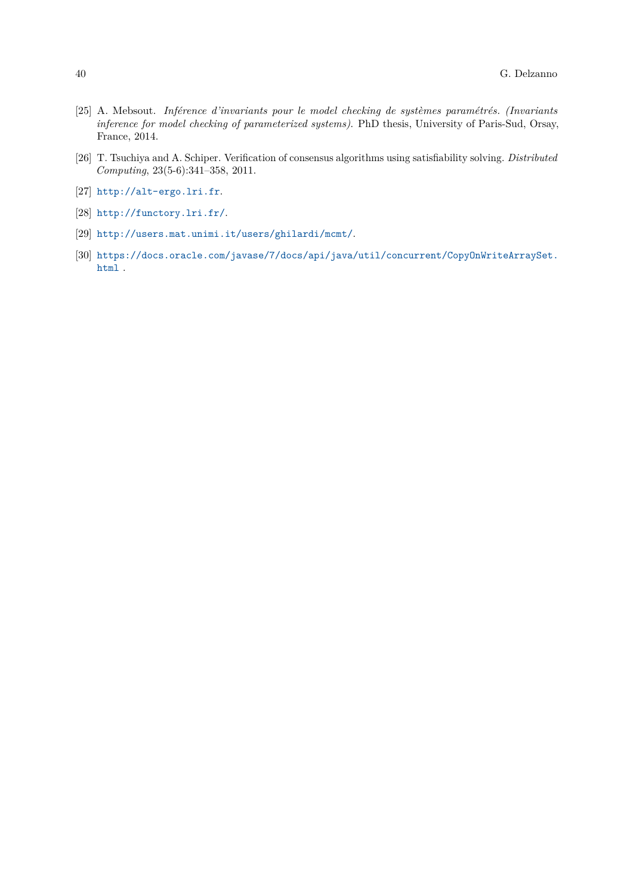[25] A. Mebsout. *Inférence d'invariants pour le model checking de systèmes paramétrés. (Invariants inference for model checking of parameterized systems).* PhD thesis, University of Paris-Sud, Orsay, France, 2014.

[26] T. Tsuchiya and A. Schiper. Verification of consensus algorithms using satisfiability solving. *Distributed Computing*, 23(5-6):341–358, 2011.

[27] http://alt-ergo.lri.fr.

[28] http://functory.lri.fr/.

[29] http://users.mat.unimi.it/users/ghilardi/mcmt/.

[30] https://docs.oracle.com/javase/7/docs/api/java/util/concurrent/CopyOnWriteArraySet.html .